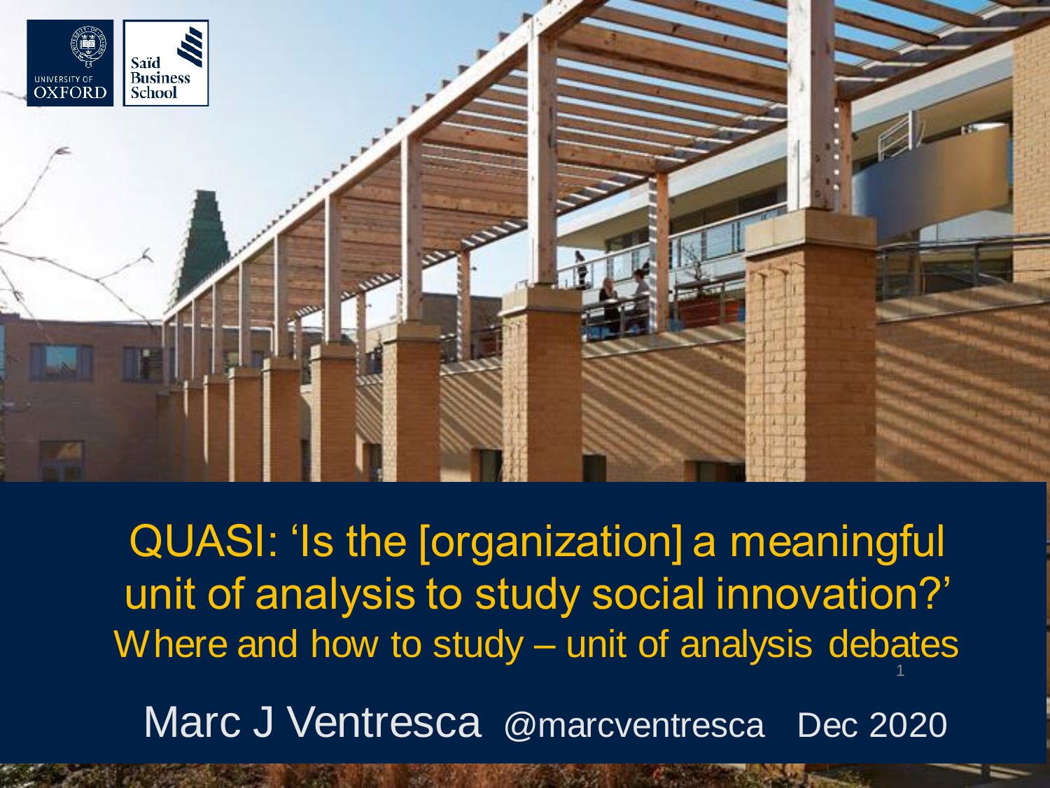# QUASI: 'Is the [organization] a meaningful unit of analysis to study social innovation?'

## Where and how to study – unit of analysis debates

Marc J Ventresca @marcventresca Dec 2020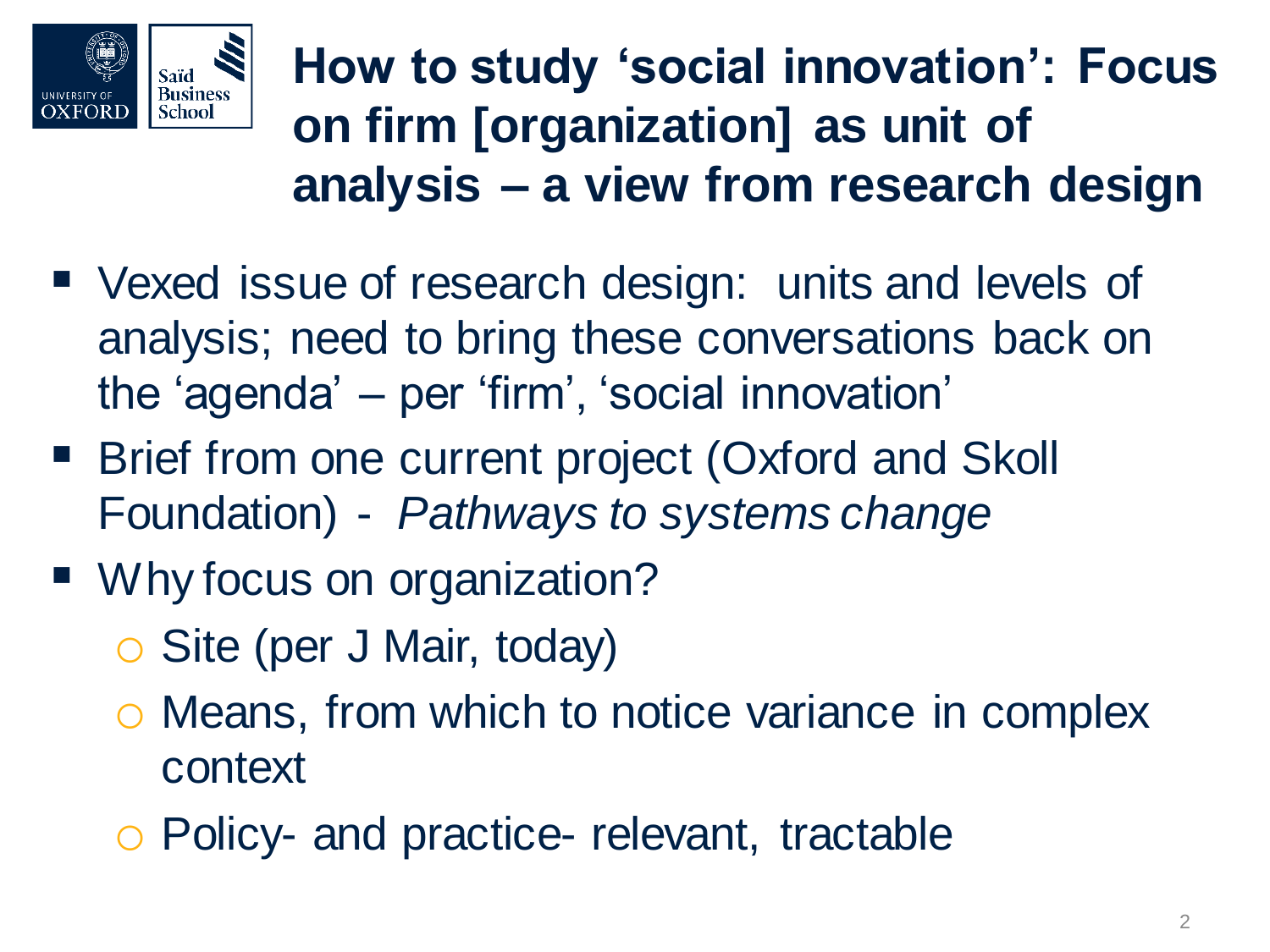# How to study 'social innovation': Focus on firm [organization] as unit of analysis – a view from research design

- Vexed issue of research design: units and levels of analysis; need to bring these conversations back on the 'agenda' – per 'firm', 'social innovation'
- Brief from one current project (Oxford and Skoll Foundation) - *Pathways to systems change*
- Why focus on organization?
  - Site (per J Mair, today)
  - Means, from which to notice variance in complex context
  - Policy- and practice- relevant, tractable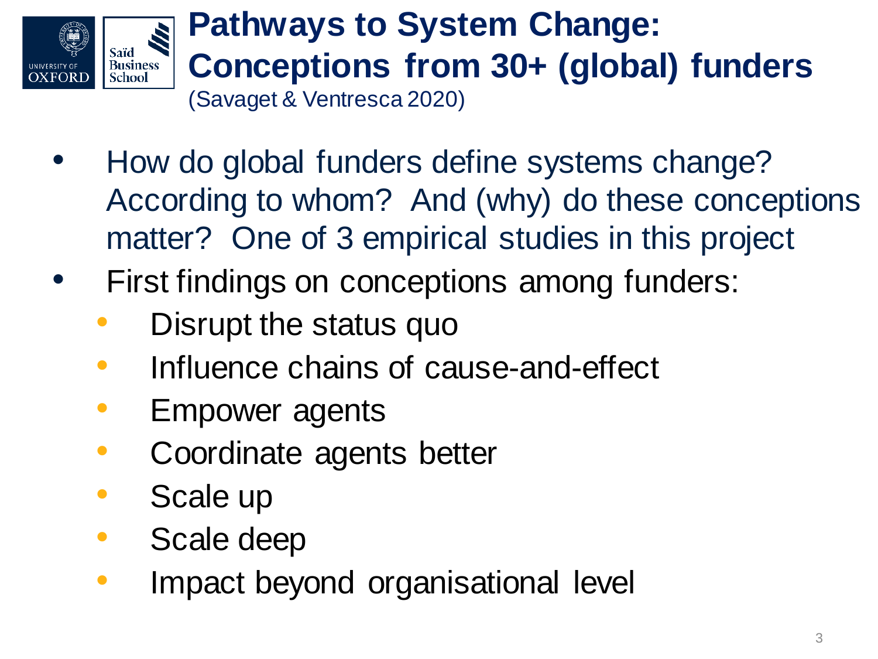# Pathways to System Change: Conceptions from 30+ (global) funders

(Savaget & Ventresca 2020)

- How do global funders define systems change? According to whom? And (why) do these conceptions matter? One of 3 empirical studies in this project
- First findings on conceptions among funders:
  - Disrupt the status quo
  - Influence chains of cause-and-effect
  - Empower agents
  - Coordinate agents better
  - Scale up
  - Scale deep
  - Impact beyond organisational level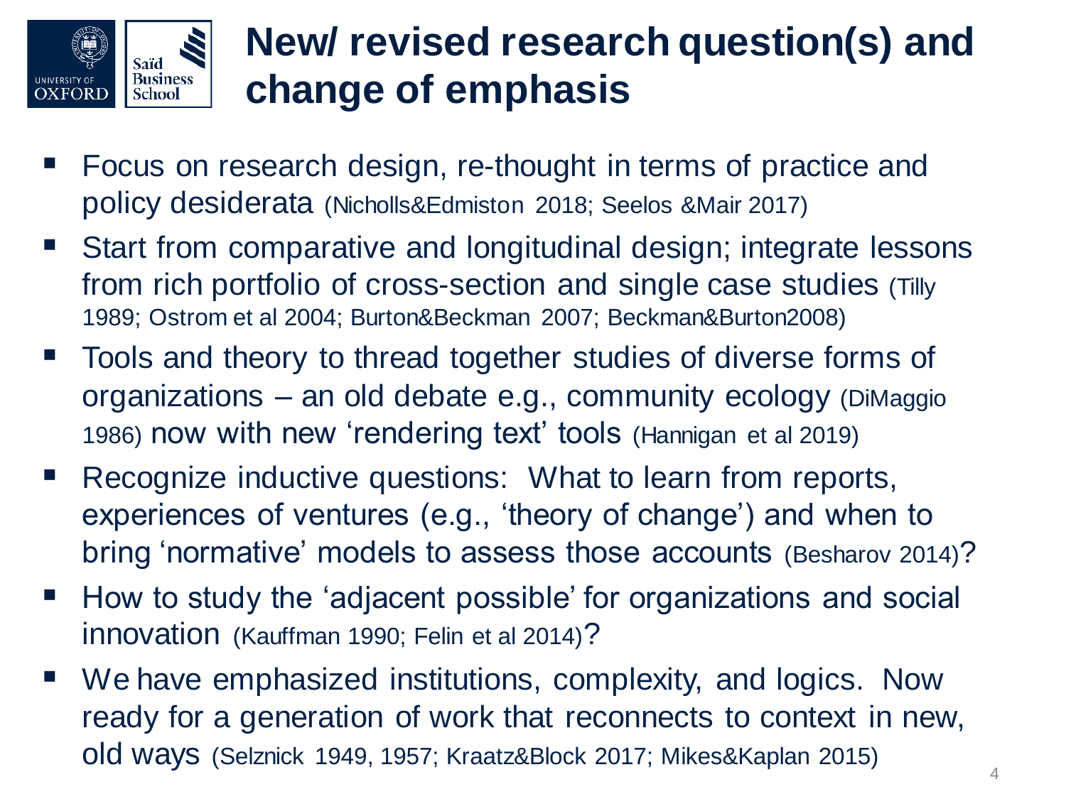# New/ revised research question(s) and change of emphasis

- Focus on research design, re-thought in terms of practice and policy desiderata (Nicholls&Edmiston 2018; Seelos &Mair 2017)
- Start from comparative and longitudinal design; integrate lessons from rich portfolio of cross-section and single case studies (Tilly 1989; Ostrom et al 2004; Burton&Beckman 2007; Beckman&Burton2008)
- Tools and theory to thread together studies of diverse forms of organizations – an old debate e.g., community ecology (DiMaggio 1986) now with new 'rendering text' tools (Hannigan et al 2019)
- Recognize inductive questions: What to learn from reports, experiences of ventures (e.g., 'theory of change') and when to bring 'normative' models to assess those accounts (Besharov 2014)?
- How to study the 'adjacent possible' for organizations and social innovation (Kauffman 1990; Felin et al 2014)?
- We have emphasized institutions, complexity, and logics. Now ready for a generation of work that reconnects to context in new, old ways (Selznick 1949, 1957; Kraatz&Block 2017; Mikes&Kaplan 2015)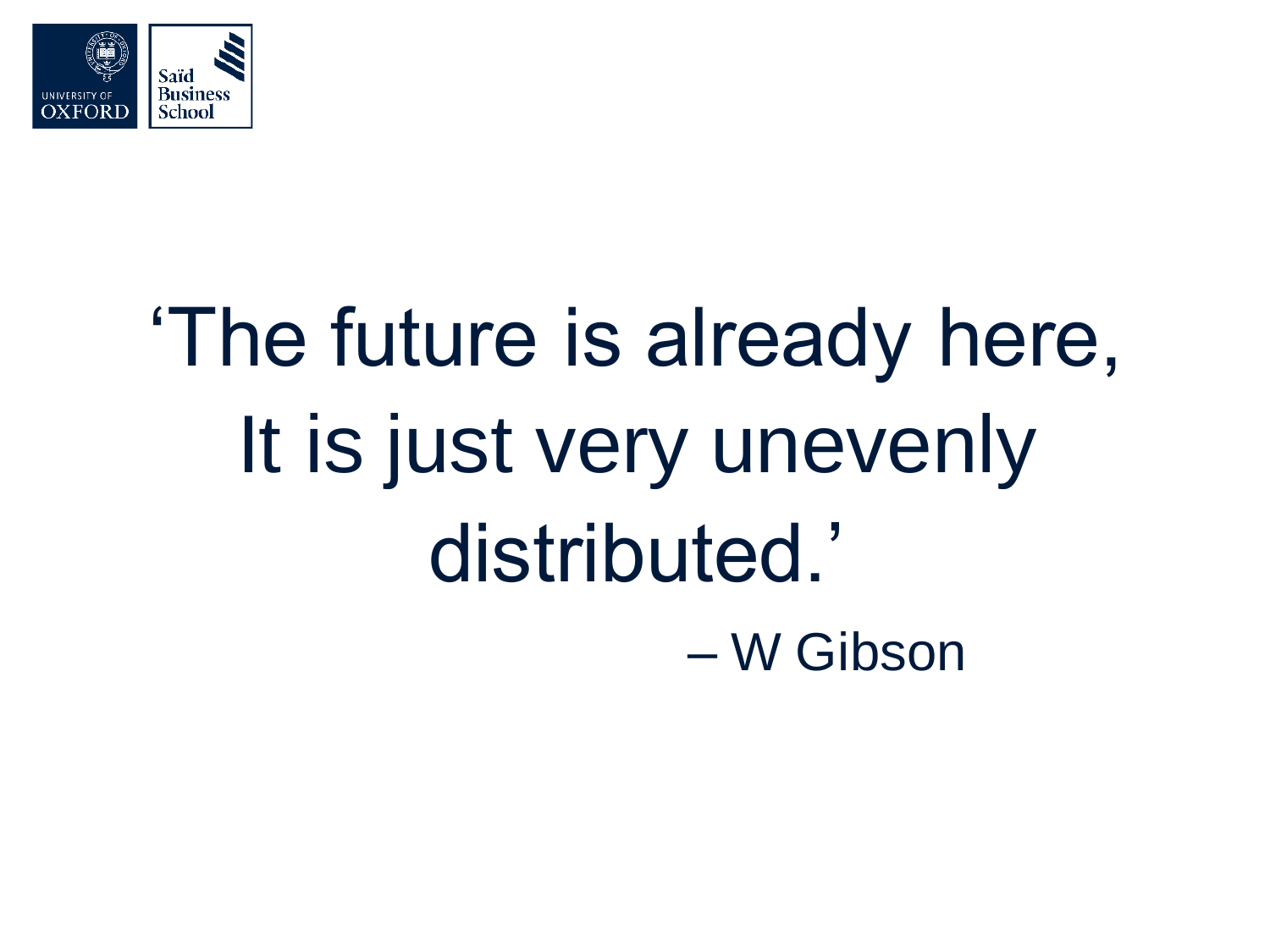‘The future is already here,
It is just very unevenly
distributed.’

– W Gibson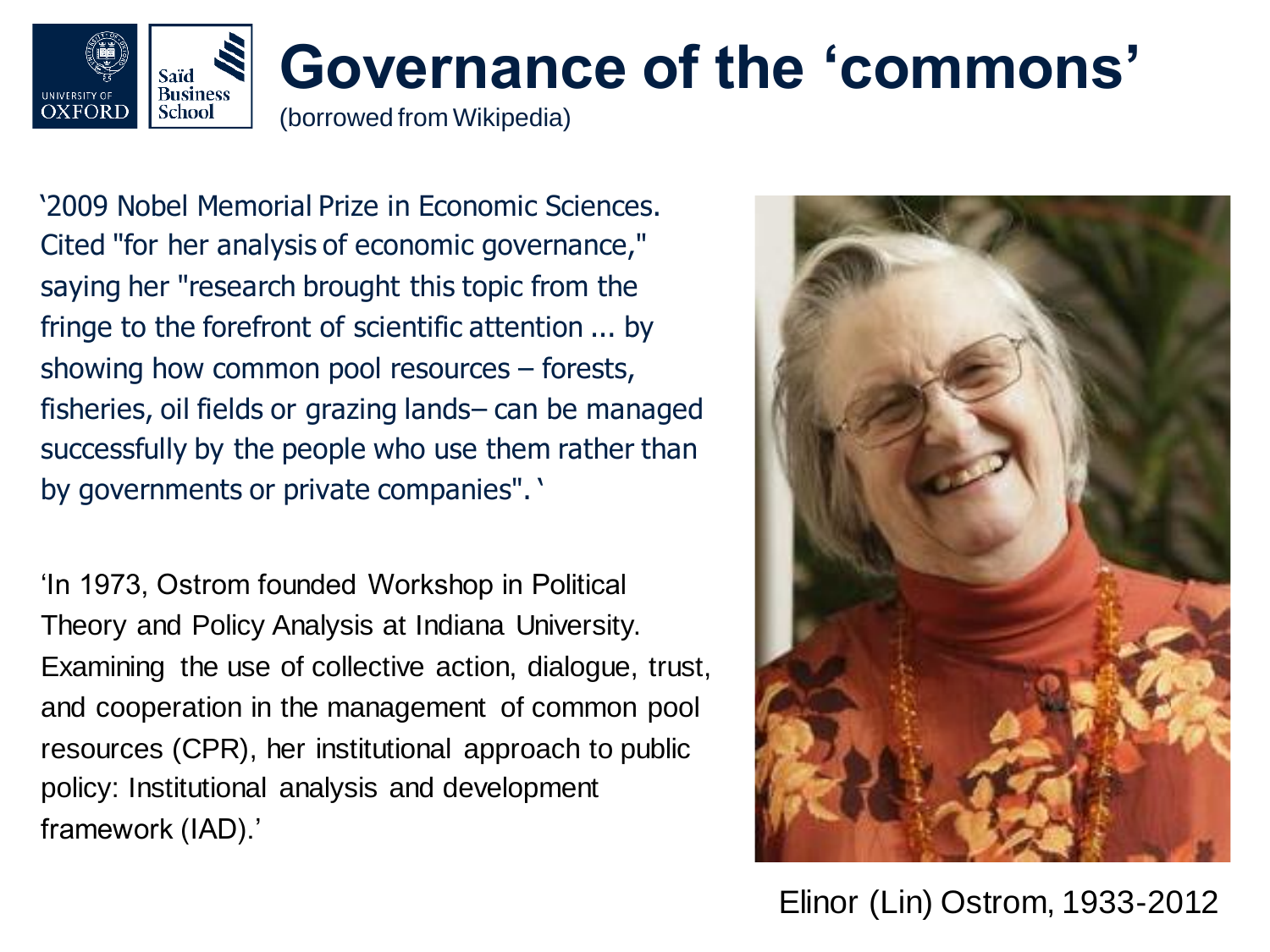# Governance of the 'commons'

(borrowed from Wikipedia)

'2009 Nobel Memorial Prize in Economic Sciences. Cited "for her analysis of economic governance," saying her "research brought this topic from the fringe to the forefront of scientific attention ... by showing how common pool resources – forests, fisheries, oil fields or grazing lands– can be managed successfully by the people who use them rather than by governments or private companies". '

'In 1973, Ostrom founded Workshop in Political Theory and Policy Analysis at Indiana University. Examining the use of collective action, dialogue, trust, and cooperation in the management of common pool resources (CPR), her institutional approach to public policy: Institutional analysis and development framework (IAD).'

Elinor (Lin) Ostrom, 1933-2012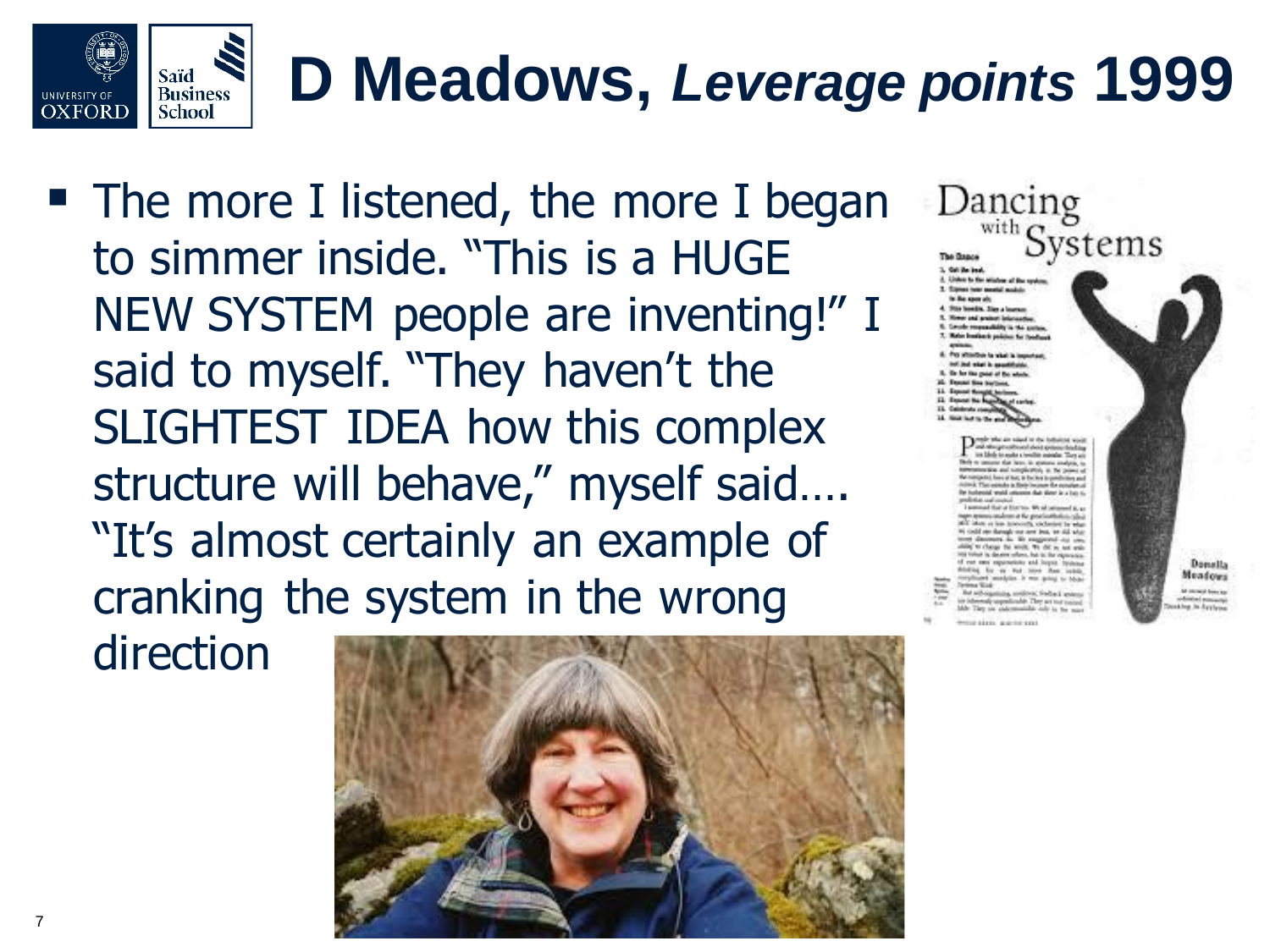# D Meadows, *Leverage points* 1999

- The more I listened, the more I began to simmer inside. "This is a HUGE NEW SYSTEM people are inventing!" I said to myself. "They haven't the SLIGHTEST IDEA how this complex structure will behave," myself said…. "It's almost certainly an example of cranking the system in the wrong direction